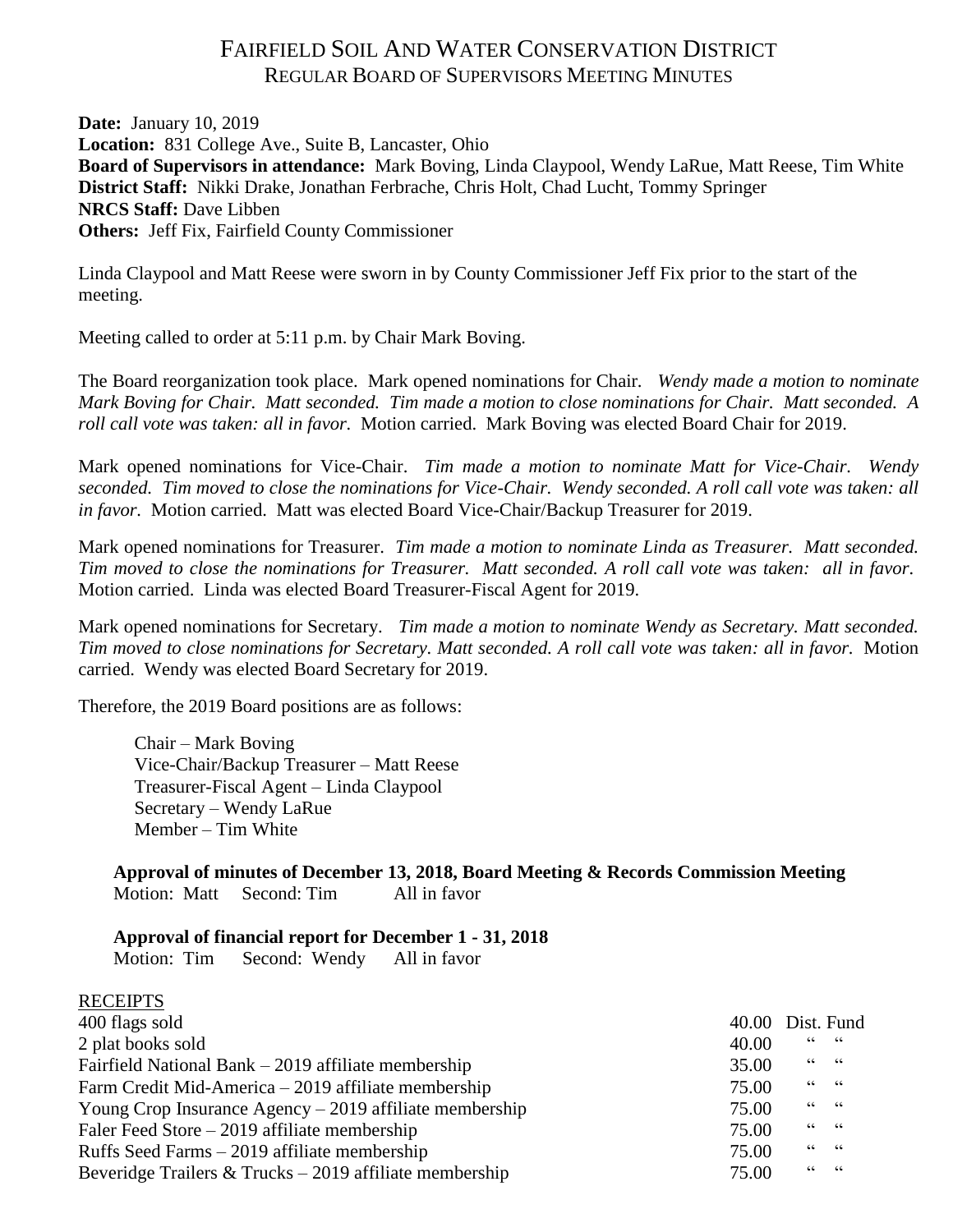# FAIRFIELD SOIL AND WATER CONSERVATION DISTRICT
## REGULAR BOARD OF SUPERVISORS MEETING MINUTES

**Date:** January 10, 2019
**Location:** 831 College Ave., Suite B, Lancaster, Ohio
**Board of Supervisors in attendance:** Mark Boving, Linda Claypool, Wendy LaRue, Matt Reese, Tim White
**District Staff:** Nikki Drake, Jonathan Ferbrache, Chris Holt, Chad Lucht, Tommy Springer
**NRCS Staff:** Dave Libben
**Others:** Jeff Fix, Fairfield County Commissioner

Linda Claypool and Matt Reese were sworn in by County Commissioner Jeff Fix prior to the start of the meeting.

Meeting called to order at 5:11 p.m. by Chair Mark Boving.

The Board reorganization took place. Mark opened nominations for Chair. *Wendy made a motion to nominate Mark Boving for Chair. Matt seconded. Tim made a motion to close nominations for Chair. Matt seconded. A roll call vote was taken: all in favor.* Motion carried. Mark Boving was elected Board Chair for 2019.

Mark opened nominations for Vice-Chair. *Tim made a motion to nominate Matt for Vice-Chair. Wendy seconded. Tim moved to close the nominations for Vice-Chair. Wendy seconded. A roll call vote was taken: all in favor.* Motion carried. Matt was elected Board Vice-Chair/Backup Treasurer for 2019.

Mark opened nominations for Treasurer. *Tim made a motion to nominate Linda as Treasurer. Matt seconded. Tim moved to close the nominations for Treasurer. Matt seconded. A roll call vote was taken: all in favor.* Motion carried. Linda was elected Board Treasurer-Fiscal Agent for 2019.

Mark opened nominations for Secretary. *Tim made a motion to nominate Wendy as Secretary. Matt seconded. Tim moved to close nominations for Secretary. Matt seconded. A roll call vote was taken: all in favor.* Motion carried. Wendy was elected Board Secretary for 2019.

Therefore, the 2019 Board positions are as follows:

Chair – Mark Boving
Vice-Chair/Backup Treasurer – Matt Reese
Treasurer-Fiscal Agent – Linda Claypool
Secretary – Wendy LaRue
Member – Tim White

**Approval of minutes of December 13, 2018, Board Meeting & Records Commission Meeting**
Motion: Matt Second: Tim All in favor

**Approval of financial report for December 1 - 31, 2018**
Motion: Tim Second: Wendy All in favor

RECEIPTS

| | | |
|---|---|---|
| 400 flags sold | 40.00 | Dist. Fund |
| 2 plat books sold | 40.00 | " " |
| Fairfield National Bank – 2019 affiliate membership | 35.00 | " " |
| Farm Credit Mid-America – 2019 affiliate membership | 75.00 | " " |
| Young Crop Insurance Agency – 2019 affiliate membership | 75.00 | " " |
| Faler Feed Store – 2019 affiliate membership | 75.00 | " " |
| Ruffs Seed Farms – 2019 affiliate membership | 75.00 | " " |
| Beveridge Trailers & Trucks – 2019 affiliate membership | 75.00 | " " |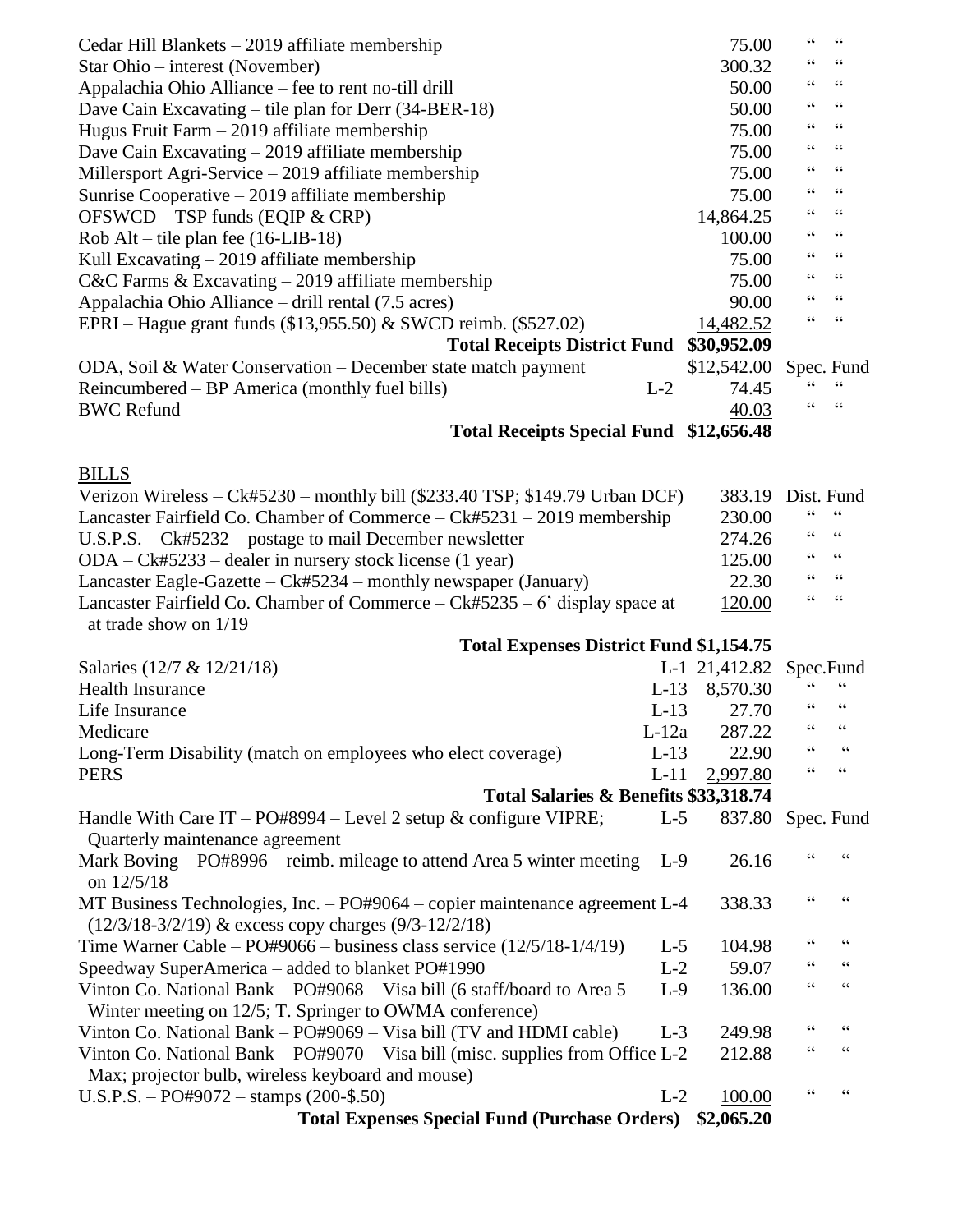| | | | |
|---|---|---|---|
| Cedar Hill Blankets – 2019 affiliate membership | | 75.00 | " " |
| Star Ohio – interest (November) | | 300.32 | " " |
| Appalachia Ohio Alliance – fee to rent no-till drill | | 50.00 | " " |
| Dave Cain Excavating – tile plan for Derr (34-BER-18) | | 50.00 | " " |
| Hugus Fruit Farm – 2019 affiliate membership | | 75.00 | " " |
| Dave Cain Excavating – 2019 affiliate membership | | 75.00 | " " |
| Millersport Agri-Service – 2019 affiliate membership | | 75.00 | " " |
| Sunrise Cooperative – 2019 affiliate membership | | 75.00 | " " |
| OFSWCD – TSP funds (EQIP & CRP) | | 14,864.25 | " " |
| Rob Alt – tile plan fee (16-LIB-18) | | 100.00 | " " |
| Kull Excavating – 2019 affiliate membership | | 75.00 | " " |
| C&C Farms & Excavating – 2019 affiliate membership | | 75.00 | " " |
| Appalachia Ohio Alliance – drill rental (7.5 acres) | | 90.00 | " " |
| EPRI – Hague grant funds ($13,955.50) & SWCD reimb. ($527.02) | | 14,482.52 | " " |
| **Total Receipts District Fund** | | **$30,952.09** | |
| ODA, Soil & Water Conservation – December state match payment | | $12,542.00 | Spec. Fund |
| Reincumbered – BP America (monthly fuel bills) | L-2 | 74.45 | " " |
| BWC Refund | | 40.03 | " " |
| **Total Receipts Special Fund** | | **$12,656.48** | |

## BILLS

| | | | |
|---|---|---|---|
| Verizon Wireless – Ck#5230 – monthly bill ($233.40 TSP; $149.79 Urban DCF) | | 383.19 | Dist. Fund |
| Lancaster Fairfield Co. Chamber of Commerce – Ck#5231 – 2019 membership | | 230.00 | " " |
| U.S.P.S. – Ck#5232 – postage to mail December newsletter | | 274.26 | " " |
| ODA – Ck#5233 – dealer in nursery stock license (1 year) | | 125.00 | " " |
| Lancaster Eagle-Gazette – Ck#5234 – monthly newspaper (January) | | 22.30 | " " |
| Lancaster Fairfield Co. Chamber of Commerce – Ck#5235 – 6' display space at at trade show on 1/19 | | 120.00 | " " |
| **Total Expenses District Fund** | | **$1,154.75** | |
| Salaries (12/7 & 12/21/18) | L-1 | 21,412.82 | Spec.Fund |
| Health Insurance | L-13 | 8,570.30 | " " |
| Life Insurance | L-13 | 27.70 | " " |
| Medicare | L-12a | 287.22 | " " |
| Long-Term Disability (match on employees who elect coverage) | L-13 | 22.90 | " " |
| PERS | L-11 | 2,997.80 | " " |
| **Total Salaries & Benefits** | | **$33,318.74** | |
| Handle With Care IT – PO#8994 – Level 2 setup & configure VIPRE; Quarterly maintenance agreement | L-5 | 837.80 | Spec. Fund |
| Mark Boving – PO#8996 – reimb. mileage to attend Area 5 winter meeting on 12/5/18 | L-9 | 26.16 | " " |
| MT Business Technologies, Inc. – PO#9064 – copier maintenance agreement (12/3/18-3/2/19) & excess copy charges (9/3-12/2/18) | L-4 | 338.33 | " " |
| Time Warner Cable – PO#9066 – business class service (12/5/18-1/4/19) | L-5 | 104.98 | " " |
| Speedway SuperAmerica – added to blanket PO#1990 | L-2 | 59.07 | " " |
| Vinton Co. National Bank – PO#9068 – Visa bill (6 staff/board to Area 5 Winter meeting on 12/5; T. Springer to OWMA conference) | L-9 | 136.00 | " " |
| Vinton Co. National Bank – PO#9069 – Visa bill (TV and HDMI cable) | L-3 | 249.98 | " " |
| Vinton Co. National Bank – PO#9070 – Visa bill (misc. supplies from Office Max; projector bulb, wireless keyboard and mouse) | L-2 | 212.88 | " " |
| U.S.P.S. – PO#9072 – stamps (200-$.50) | L-2 | 100.00 | " " |
| **Total Expenses Special Fund (Purchase Orders)** | | **$2,065.20** | |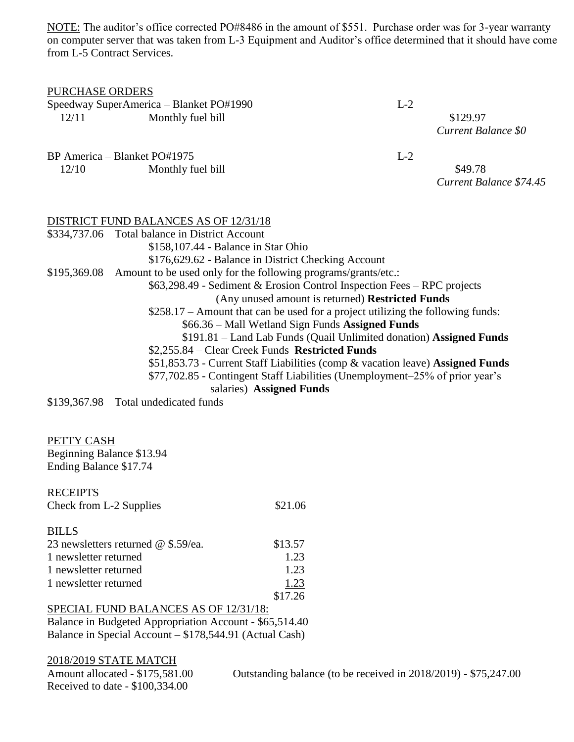<u>NOTE:</u> The auditor's office corrected PO#8486 in the amount of $551. Purchase order was for 3-year warranty on computer server that was taken from L-3 Equipment and Auditor's office determined that it should have come from L-5 Contract Services.

<u>PURCHASE ORDERS</u>

Speedway SuperAmerica – Blanket PO#1990 — L-2

| | | |
|---|---|---|
| 12/11 | Monthly fuel bill | $129.97 |
| | | *Current Balance $0* |

BP America – Blanket PO#1975 — L-2

| | | |
|---|---|---|
| 12/10 | Monthly fuel bill | $49.78 |
| | | *Current Balance $74.45* |

<u>DISTRICT FUND BALANCES AS OF 12/31/18</u>

$334,737.06 Total balance in District Account
- $158,107.44 - Balance in Star Ohio
- $176,629.62 - Balance in District Checking Account

$195,369.08 Amount to be used only for the following programs/grants/etc.:
- $63,298.49 - Sediment & Erosion Control Inspection Fees – RPC projects (Any unused amount is returned) **Restricted Funds**
- $258.17 – Amount that can be used for a project utilizing the following funds:
  - $66.36 – Mall Wetland Sign Funds **Assigned Funds**
  - $191.81 – Land Lab Funds (Quail Unlimited donation) **Assigned Funds**
- $2,255.84 – Clear Creek Funds **Restricted Funds**
- $51,853.73 - Current Staff Liabilities (comp & vacation leave) **Assigned Funds**
- $77,702.85 - Contingent Staff Liabilities (Unemployment–25% of prior year's salaries) **Assigned Funds**

$139,367.98 Total undedicated funds

<u>PETTY CASH</u>

Beginning Balance $13.94

Ending Balance $17.74

RECEIPTS

| | |
|---|---|
| Check from L-2 Supplies | $21.06 |

BILLS

| | |
|---|---|
| 23 newsletters returned @ $.59/ea. | $13.57 |
| 1 newsletter returned | 1.23 |
| 1 newsletter returned | 1.23 |
| 1 newsletter returned | 1.23 |
| | $17.26 |

<u>SPECIAL FUND BALANCES AS OF 12/31/18:</u>

Balance in Budgeted Appropriation Account - $65,514.40

Balance in Special Account – $178,544.91 (Actual Cash)

<u>2018/2019 STATE MATCH</u>

Amount allocated - $175,581.00

Received to date - $100,334.00

Outstanding balance (to be received in 2018/2019) - $75,247.00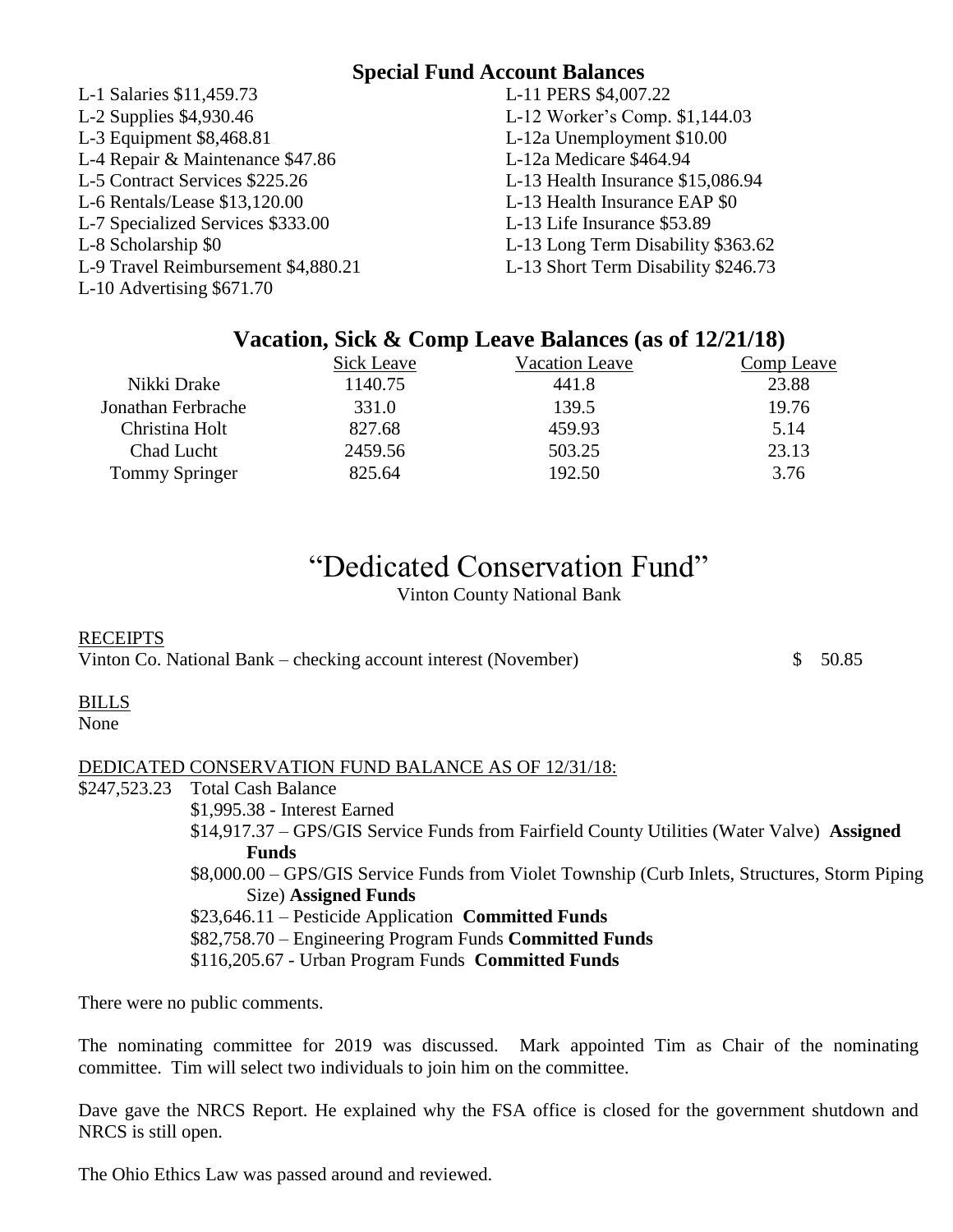## Special Fund Account Balances

L-1 Salaries $11,459.73
L-2 Supplies $4,930.46
L-3 Equipment $8,468.81
L-4 Repair & Maintenance $47.86
L-5 Contract Services $225.26
L-6 Rentals/Lease $13,120.00
L-7 Specialized Services $333.00
L-8 Scholarship $0
L-9 Travel Reimbursement $4,880.21
L-10 Advertising $671.70
L-11 PERS $4,007.22
L-12 Worker's Comp. $1,144.03
L-12a Unemployment $10.00
L-12a Medicare $464.94
L-13 Health Insurance $15,086.94
L-13 Health Insurance EAP $0
L-13 Life Insurance $53.89
L-13 Long Term Disability $363.62
L-13 Short Term Disability $246.73

## Vacation, Sick & Comp Leave Balances (as of 12/21/18)

| | Sick Leave | Vacation Leave | Comp Leave |
|---|---|---|---|
| Nikki Drake | 1140.75 | 441.8 | 23.88 |
| Jonathan Ferbrache | 331.0 | 139.5 | 19.76 |
| Christina Holt | 827.68 | 459.93 | 5.14 |
| Chad Lucht | 2459.56 | 503.25 | 23.13 |
| Tommy Springer | 825.64 | 192.50 | 3.76 |

# "Dedicated Conservation Fund"

Vinton County National Bank

RECEIPTS
Vinton Co. National Bank – checking account interest (November) $ 50.85

BILLS
None

DEDICATED CONSERVATION FUND BALANCE AS OF 12/31/18:

$247,523.23 Total Cash Balance

- $1,995.38 - Interest Earned
- $14,917.37 – GPS/GIS Service Funds from Fairfield County Utilities (Water Valve) **Assigned Funds**
- $8,000.00 – GPS/GIS Service Funds from Violet Township (Curb Inlets, Structures, Storm Piping Size) **Assigned Funds**
- $23,646.11 – Pesticide Application **Committed Funds**
- $82,758.70 – Engineering Program Funds **Committed Funds**
- $116,205.67 - Urban Program Funds **Committed Funds**

There were no public comments.

The nominating committee for 2019 was discussed. Mark appointed Tim as Chair of the nominating committee. Tim will select two individuals to join him on the committee.

Dave gave the NRCS Report. He explained why the FSA office is closed for the government shutdown and NRCS is still open.

The Ohio Ethics Law was passed around and reviewed.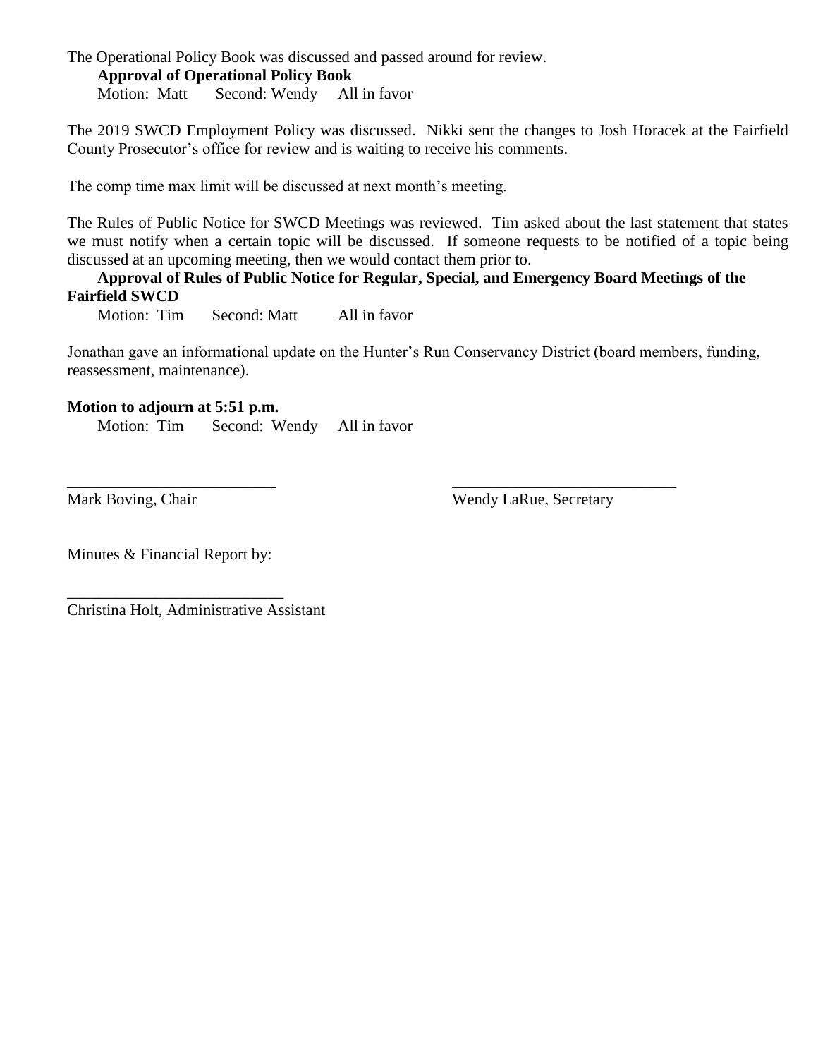The Operational Policy Book was discussed and passed around for review.

**Approval of Operational Policy Book**

Motion: Matt Second: Wendy All in favor

The 2019 SWCD Employment Policy was discussed. Nikki sent the changes to Josh Horacek at the Fairfield County Prosecutor's office for review and is waiting to receive his comments.

The comp time max limit will be discussed at next month's meeting.

The Rules of Public Notice for SWCD Meetings was reviewed. Tim asked about the last statement that states we must notify when a certain topic will be discussed. If someone requests to be notified of a topic being discussed at an upcoming meeting, then we would contact them prior to.

**Approval of Rules of Public Notice for Regular, Special, and Emergency Board Meetings of the Fairfield SWCD**

Motion: Tim Second: Matt All in favor

Jonathan gave an informational update on the Hunter's Run Conservancy District (board members, funding, reassessment, maintenance).

**Motion to adjourn at 5:51 p.m.**

Motion: Tim Second: Wendy All in favor

\_\_\_\_\_\_\_\_\_\_\_\_\_\_\_\_\_\_\_\_\_\_\_\_\_\_
Mark Boving, Chair

\_\_\_\_\_\_\_\_\_\_\_\_\_\_\_\_\_\_\_\_\_\_\_\_\_\_
Wendy LaRue, Secretary

Minutes & Financial Report by:

\_\_\_\_\_\_\_\_\_\_\_\_\_\_\_\_\_\_\_\_\_\_\_\_\_\_
Christina Holt, Administrative Assistant